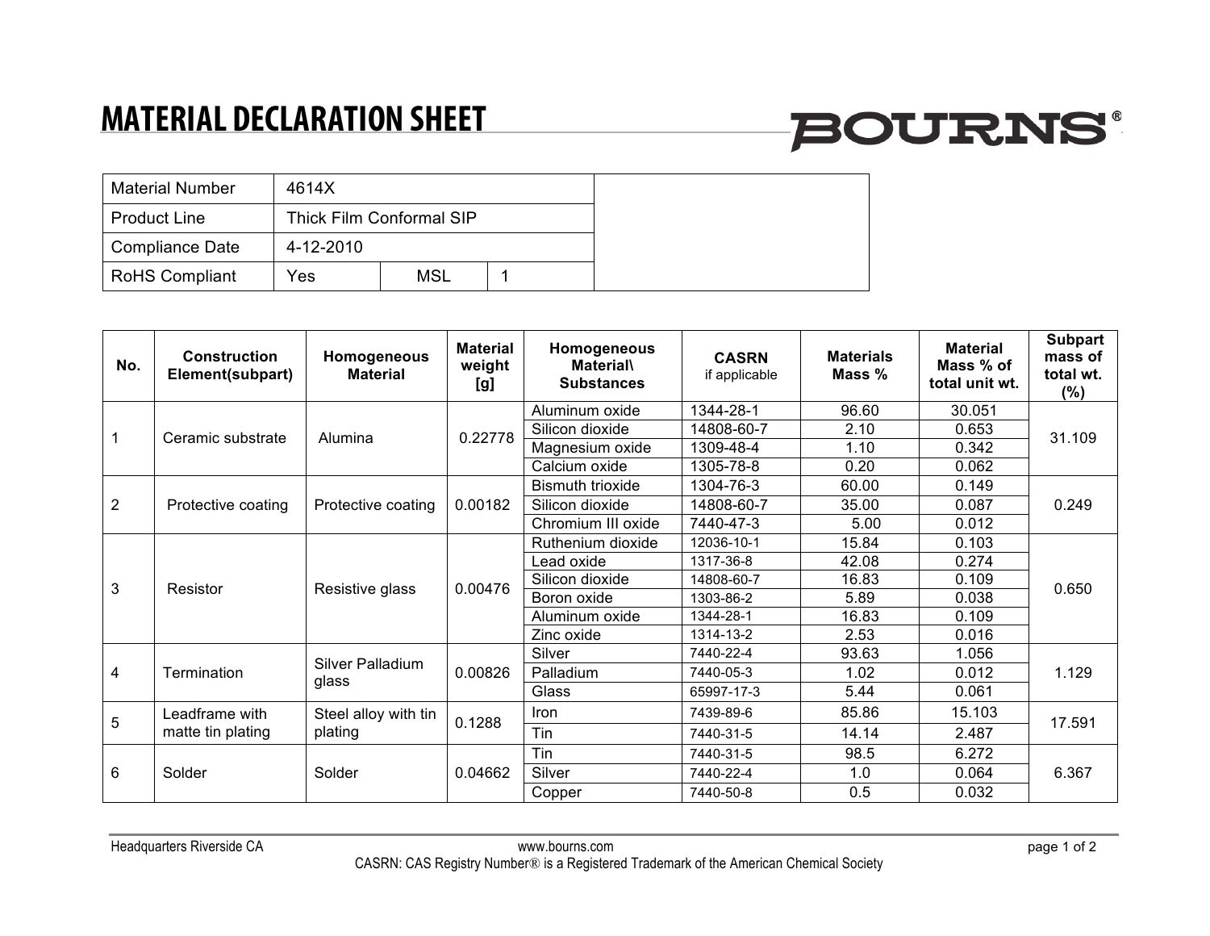# MATERIAL DECLARATION SHEET

BOURNS®

| Material Number | 4614X | | |
|---|---|---|---|
| Product Line | Thick Film Conformal SIP | | |
| Compliance Date | 4-12-2010 | | |
| RoHS Compliant | Yes | MSL | 1 |

| No. | Construction Element(subpart) | Homogeneous Material | Material weight [g] | Homogeneous Material\ Substances | CASRN if applicable | Materials Mass % | Material Mass % of total unit wt. | Subpart mass of total wt. (%) |
|---|---|---|---|---|---|---|---|---|
| 1 | Ceramic substrate | Alumina | 0.22778 | Aluminum oxide | 1344-28-1 | 96.60 | 30.051 | 31.109 |
| | | | | Silicon dioxide | 14808-60-7 | 2.10 | 0.653 | |
| | | | | Magnesium oxide | 1309-48-4 | 1.10 | 0.342 | |
| | | | | Calcium oxide | 1305-78-8 | 0.20 | 0.062 | |
| 2 | Protective coating | Protective coating | 0.00182 | Bismuth trioxide | 1304-76-3 | 60.00 | 0.149 | 0.249 |
| | | | | Silicon dioxide | 14808-60-7 | 35.00 | 0.087 | |
| | | | | Chromium III oxide | 7440-47-3 | 5.00 | 0.012 | |
| 3 | Resistor | Resistive glass | 0.00476 | Ruthenium dioxide | 12036-10-1 | 15.84 | 0.103 | 0.650 |
| | | | | Lead oxide | 1317-36-8 | 42.08 | 0.274 | |
| | | | | Silicon dioxide | 14808-60-7 | 16.83 | 0.109 | |
| | | | | Boron oxide | 1303-86-2 | 5.89 | 0.038 | |
| | | | | Aluminum oxide | 1344-28-1 | 16.83 | 0.109 | |
| | | | | Zinc oxide | 1314-13-2 | 2.53 | 0.016 | |
| 4 | Termination | Silver Palladium glass | 0.00826 | Silver | 7440-22-4 | 93.63 | 1.056 | 1.129 |
| | | | | Palladium | 7440-05-3 | 1.02 | 0.012 | |
| | | | | Glass | 65997-17-3 | 5.44 | 0.061 | |
| 5 | Leadframe with matte tin plating | Steel alloy with tin plating | 0.1288 | Iron | 7439-89-6 | 85.86 | 15.103 | 17.591 |
| | | | | Tin | 7440-31-5 | 14.14 | 2.487 | |
| 6 | Solder | Solder | 0.04662 | Tin | 7440-31-5 | 98.5 | 6.272 | 6.367 |
| | | | | Silver | 7440-22-4 | 1.0 | 0.064 | |
| | | | | Copper | 7440-50-8 | 0.5 | 0.032 | |

Headquarters Riverside CA

www.bourns.com

CASRN: CAS Registry Number® is a Registered Trademark of the American Chemical Society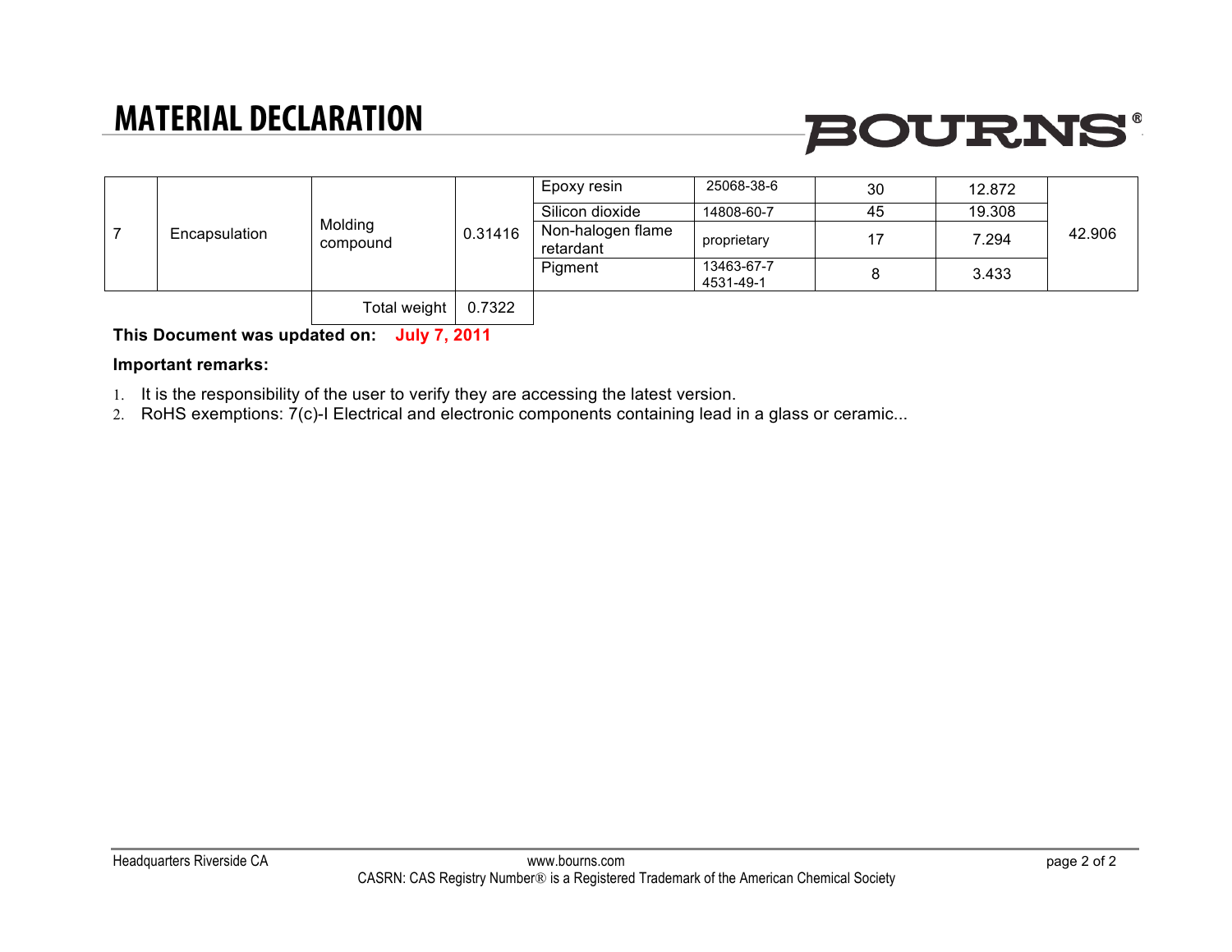# MATERIAL DECLARATION

| | | | | | | | | |
|---|---|---|---|---|---|---|---|---|
| 7 | Encapsulation | Molding compound | 0.31416 | Epoxy resin | 25068-38-6 | 30 | 12.872 | 42.906 |
| | | | | Silicon dioxide | 14808-60-7 | 45 | 19.308 | |
| | | | | Non-halogen flame retardant | proprietary | 17 | 7.294 | |
| | | | | Pigment | 13463-67-7 4531-49-1 | 8 | 3.433 | |
| | | Total weight | 0.7322 | | | | | |

**This Document was updated on: July 7, 2011**

**Important remarks:**

1. It is the responsibility of the user to verify they are accessing the latest version.
2. RoHS exemptions: 7(c)-I Electrical and electronic components containing lead in a glass or ceramic...

Headquarters Riverside CA www.bourns.com

CASRN: CAS Registry Number® is a Registered Trademark of the American Chemical Society